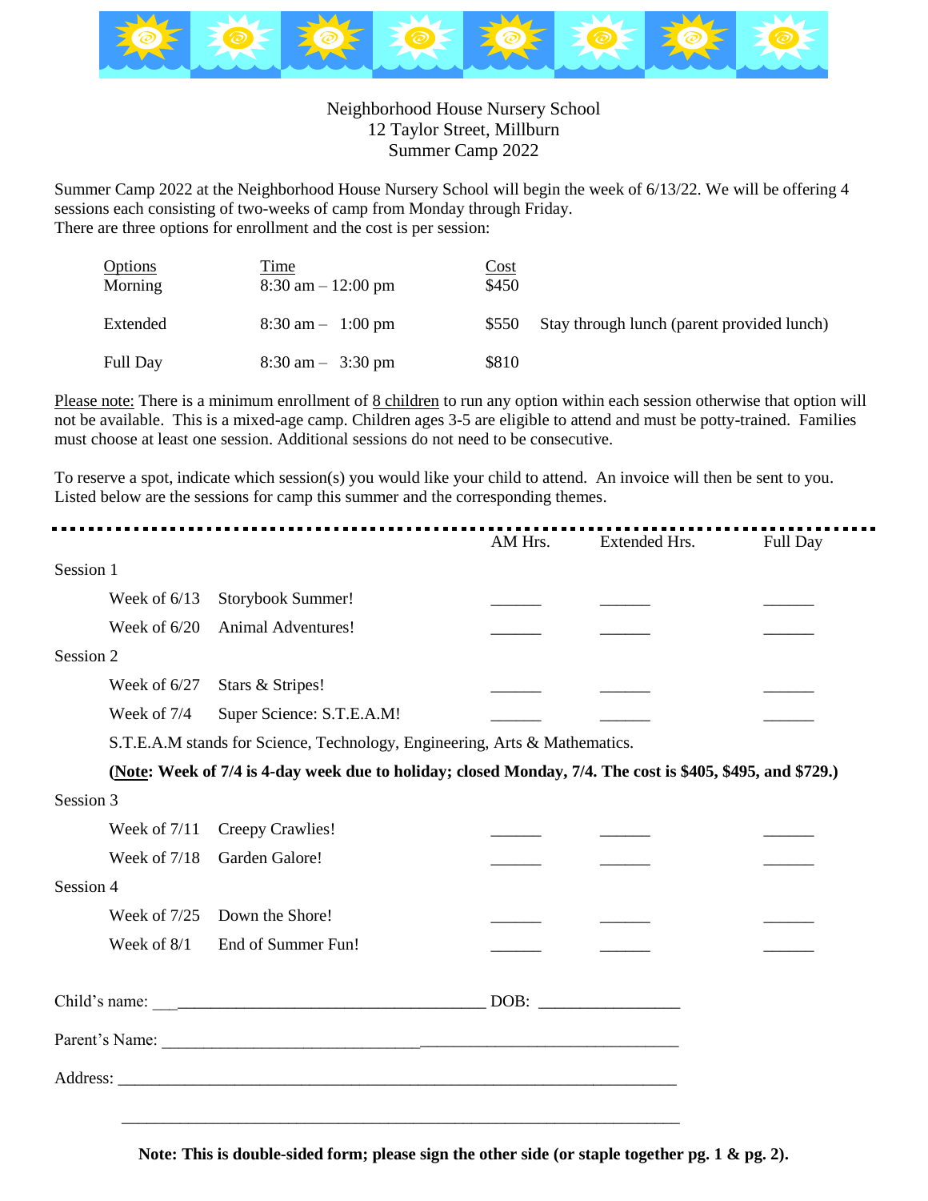Neighborhood House Nursery School
12 Taylor Street, Millburn
Summer Camp 2022

Summer Camp 2022 at the Neighborhood House Nursery School will begin the week of 6/13/22. We will be offering 4 sessions each consisting of two-weeks of camp from Monday through Friday.
There are three options for enrollment and the cost is per session:

| Options | Time | Cost | |
|---|---|---|---|
| Morning | 8:30 am – 12:00 pm | $450 | |
| Extended | 8:30 am – 1:00 pm | $550 | Stay through lunch (parent provided lunch) |
| Full Day | 8:30 am – 3:30 pm | $810 | |

Please note: There is a minimum enrollment of 8 children to run any option within each session otherwise that option will not be available. This is a mixed-age camp. Children ages 3-5 are eligible to attend and must be potty-trained. Families must choose at least one session. Additional sessions do not need to be consecutive.

To reserve a spot, indicate which session(s) you would like your child to attend. An invoice will then be sent to you. Listed below are the sessions for camp this summer and the corresponding themes.

| | | | AM Hrs. | Extended Hrs. | Full Day |
|---|---|---|---|---|---|
| Session 1 | | | | | |
| | Week of 6/13 | Storybook Summer! | ______ | ______ | ______ |
| | Week of 6/20 | Animal Adventures! | ______ | ______ | ______ |
| Session 2 | | | | | |
| | Week of 6/27 | Stars & Stripes! | ______ | ______ | ______ |
| | Week of 7/4 | Super Science: S.T.E.A.M! | ______ | ______ | ______ |
| Session 3 | | | | | |
| | Week of 7/11 | Creepy Crawlies! | ______ | ______ | ______ |
| | Week of 7/18 | Garden Galore! | ______ | ______ | ______ |
| Session 4 | | | | | |
| | Week of 7/25 | Down the Shore! | ______ | ______ | ______ |
| | Week of 8/1 | End of Summer Fun! | ______ | ______ | ______ |

S.T.E.A.M stands for Science, Technology, Engineering, Arts & Mathematics.

**(Note: Week of 7/4 is 4-day week due to holiday; closed Monday, 7/4. The cost is $405, $495, and $729.)**

Child's name: ________________________________________ DOB: ________________

Parent's Name: ____________________________________________________________

Address: __________________________________________________________________

__________________________________________________________________

**Note: This is double-sided form; please sign the other side (or staple together pg. 1 & pg. 2).**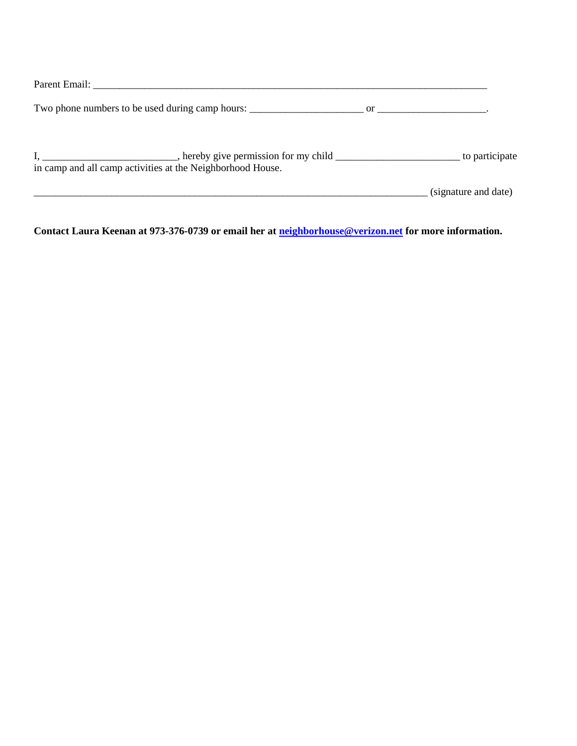Parent Email: ________________________________________________________________________________

Two phone numbers to be used during camp hours: _______________________ or _____________________.

I, ___________________________, hereby give permission for my child ________________________ to participate in camp and all camp activities at the Neighborhood House.

________________________________________________________________________________ (signature and date)

**Contact Laura Keenan at 973-376-0739 or email her at neighborhouse@verizon.net for more information.**